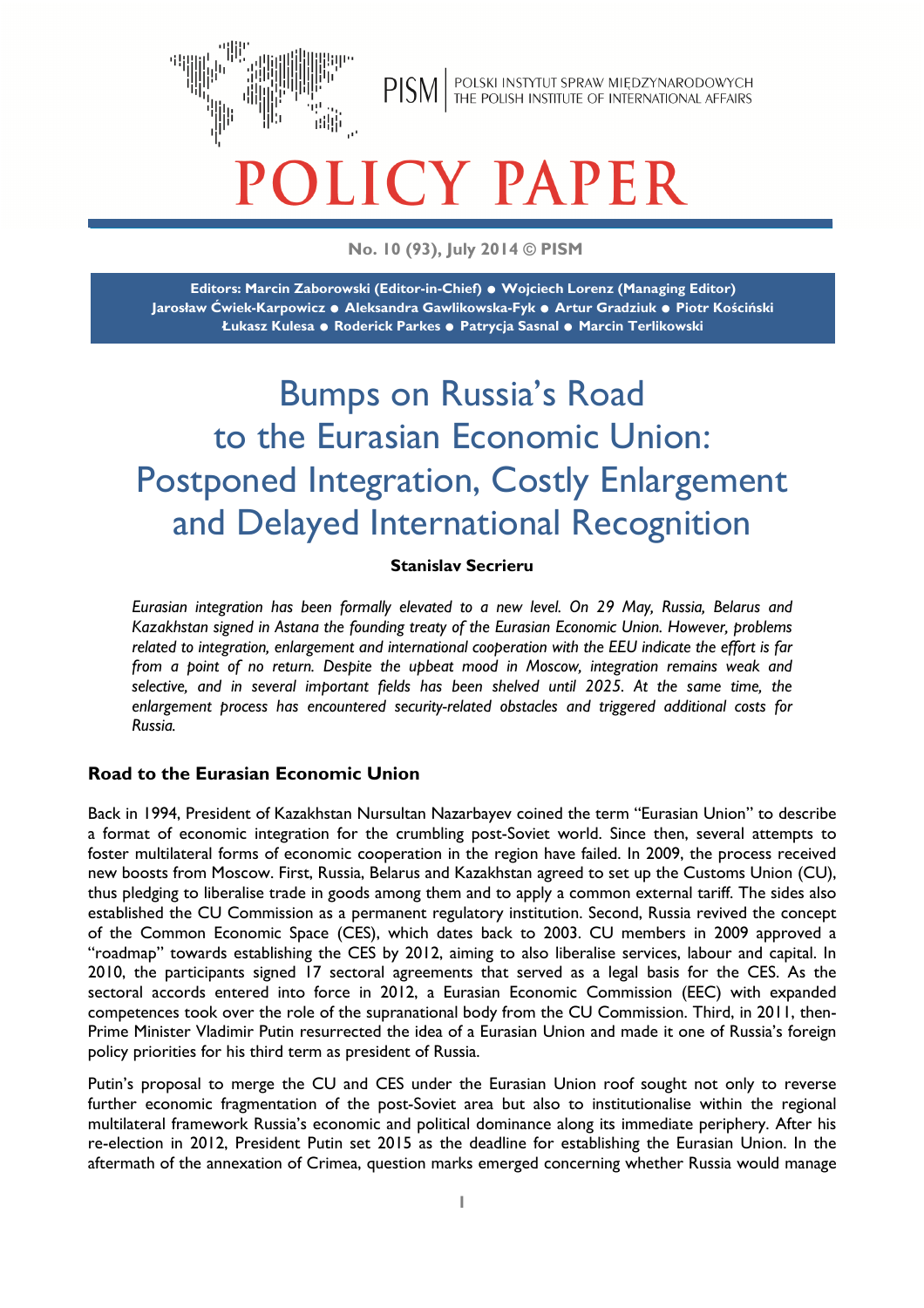PISM | POLSKI INSTYTUT SPRAW MIĘDZYNARODOWYCH
THE POLISH INSTITUTE OF INTERNATIONAL AFFAIRS

# POLICY PAPER

**No. 10 (93), July 2014 © PISM**

**Editors: Marcin Zaborowski (Editor-in-Chief) ● Wojciech Lorenz (Managing Editor)
Jarosław Ćwiek-Karpowicz ● Aleksandra Gawlikowska-Fyk ● Artur Gradziuk ● Piotr Kościński
Łukasz Kulesa ● Roderick Parkes ● Patrycja Sasnal ● Marcin Terlikowski**

# Bumps on Russia's Road to the Eurasian Economic Union: Postponed Integration, Costly Enlargement and Delayed International Recognition

**Stanislav Secrieru**

*Eurasian integration has been formally elevated to a new level. On 29 May, Russia, Belarus and Kazakhstan signed in Astana the founding treaty of the Eurasian Economic Union. However, problems related to integration, enlargement and international cooperation with the EEU indicate the effort is far from a point of no return. Despite the upbeat mood in Moscow, integration remains weak and selective, and in several important fields has been shelved until 2025. At the same time, the enlargement process has encountered security-related obstacles and triggered additional costs for Russia.*

## Road to the Eurasian Economic Union

Back in 1994, President of Kazakhstan Nursultan Nazarbayev coined the term "Eurasian Union" to describe a format of economic integration for the crumbling post-Soviet world. Since then, several attempts to foster multilateral forms of economic cooperation in the region have failed. In 2009, the process received new boosts from Moscow. First, Russia, Belarus and Kazakhstan agreed to set up the Customs Union (CU), thus pledging to liberalise trade in goods among them and to apply a common external tariff. The sides also established the CU Commission as a permanent regulatory institution. Second, Russia revived the concept of the Common Economic Space (CES), which dates back to 2003. CU members in 2009 approved a "roadmap" towards establishing the CES by 2012, aiming to also liberalise services, labour and capital. In 2010, the participants signed 17 sectoral agreements that served as a legal basis for the CES. As the sectoral accords entered into force in 2012, a Eurasian Economic Commission (EEC) with expanded competences took over the role of the supranational body from the CU Commission. Third, in 2011, then-Prime Minister Vladimir Putin resurrected the idea of a Eurasian Union and made it one of Russia's foreign policy priorities for his third term as president of Russia.

Putin's proposal to merge the CU and CES under the Eurasian Union roof sought not only to reverse further economic fragmentation of the post-Soviet area but also to institutionalise within the regional multilateral framework Russia's economic and political dominance along its immediate periphery. After his re-election in 2012, President Putin set 2015 as the deadline for establishing the Eurasian Union. In the aftermath of the annexation of Crimea, question marks emerged concerning whether Russia would manage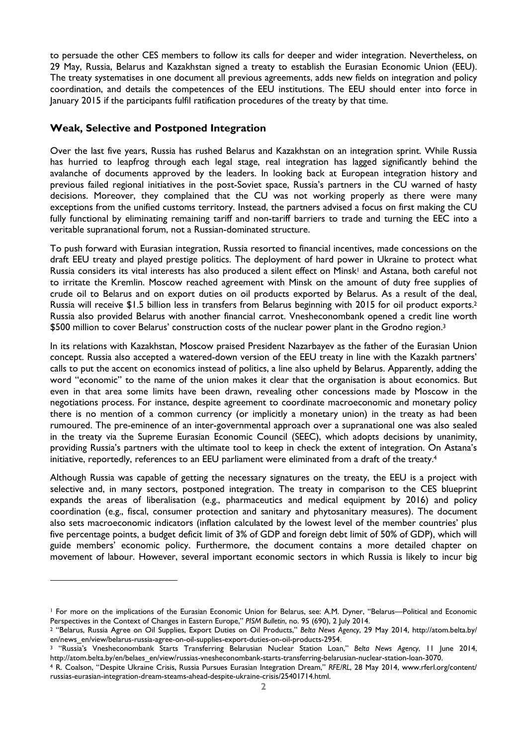to persuade the other CES members to follow its calls for deeper and wider integration. Nevertheless, on 29 May, Russia, Belarus and Kazakhstan signed a treaty to establish the Eurasian Economic Union (EEU). The treaty systematises in one document all previous agreements, adds new fields on integration and policy coordination, and details the competences of the EEU institutions. The EEU should enter into force in January 2015 if the participants fulfil ratification procedures of the treaty by that time.

## Weak, Selective and Postponed Integration

Over the last five years, Russia has rushed Belarus and Kazakhstan on an integration sprint. While Russia has hurried to leapfrog through each legal stage, real integration has lagged significantly behind the avalanche of documents approved by the leaders. In looking back at European integration history and previous failed regional initiatives in the post-Soviet space, Russia's partners in the CU warned of hasty decisions. Moreover, they complained that the CU was not working properly as there were many exceptions from the unified customs territory. Instead, the partners advised a focus on first making the CU fully functional by eliminating remaining tariff and non-tariff barriers to trade and turning the EEC into a veritable supranational forum, not a Russian-dominated structure.

To push forward with Eurasian integration, Russia resorted to financial incentives, made concessions on the draft EEU treaty and played prestige politics. The deployment of hard power in Ukraine to protect what Russia considers its vital interests has also produced a silent effect on Minsk[1] and Astana, both careful not to irritate the Kremlin. Moscow reached agreement with Minsk on the amount of duty free supplies of crude oil to Belarus and on export duties on oil products exported by Belarus. As a result of the deal, Russia will receive $1.5 billion less in transfers from Belarus beginning with 2015 for oil product exports.[2] Russia also provided Belarus with another financial carrot. Vnesheconombank opened a credit line worth $500 million to cover Belarus' construction costs of the nuclear power plant in the Grodno region.[3]

In its relations with Kazakhstan, Moscow praised President Nazarbayev as the father of the Eurasian Union concept. Russia also accepted a watered-down version of the EEU treaty in line with the Kazakh partners' calls to put the accent on economics instead of politics, a line also upheld by Belarus. Apparently, adding the word "economic" to the name of the union makes it clear that the organisation is about economics. But even in that area some limits have been drawn, revealing other concessions made by Moscow in the negotiations process. For instance, despite agreement to coordinate macroeconomic and monetary policy there is no mention of a common currency (or implicitly a monetary union) in the treaty as had been rumoured. The pre-eminence of an inter-governmental approach over a supranational one was also sealed in the treaty via the Supreme Eurasian Economic Council (SEEC), which adopts decisions by unanimity, providing Russia's partners with the ultimate tool to keep in check the extent of integration. On Astana's initiative, reportedly, references to an EEU parliament were eliminated from a draft of the treaty.[4]

Although Russia was capable of getting the necessary signatures on the treaty, the EEU is a project with selective and, in many sectors, postponed integration. The treaty in comparison to the CES blueprint expands the areas of liberalisation (e.g., pharmaceutics and medical equipment by 2016) and policy coordination (e.g., fiscal, consumer protection and sanitary and phytosanitary measures). The document also sets macroeconomic indicators (inflation calculated by the lowest level of the member countries' plus five percentage points, a budget deficit limit of 3% of GDP and foreign debt limit of 50% of GDP), which will guide members' economic policy. Furthermore, the document contains a more detailed chapter on movement of labour. However, several important economic sectors in which Russia is likely to incur big

---

[1] For more on the implications of the Eurasian Economic Union for Belarus, see: A.M. Dyner, "Belarus—Political and Economic Perspectives in the Context of Changes in Eastern Europe," *PISM Bulletin*, no. 95 (690), 2 July 2014.

[2] "Belarus, Russia Agree on Oil Supplies, Export Duties on Oil Products," *Belta News Agency*, 29 May 2014, http://atom.belta.by/en/news_en/view/belarus-russia-agree-on-oil-supplies-export-duties-on-oil-products-2954.

[3] "Russia's Vnesheconombank Starts Transferring Belarusian Nuclear Station Loan," *Belta News Agency*, 11 June 2014, http://atom.belta.by/en/belaes_en/view/russias-vnesheconombank-starts-transferring-belarusian-nuclear-station-loan-3070.

[4] R. Coalson, "Despite Ukraine Crisis, Russia Pursues Eurasian Integration Dream," *RFE/RL*, 28 May 2014, www.rferl.org/content/russias-eurasian-integration-dream-steams-ahead-despite-ukraine-crisis/25401714.html.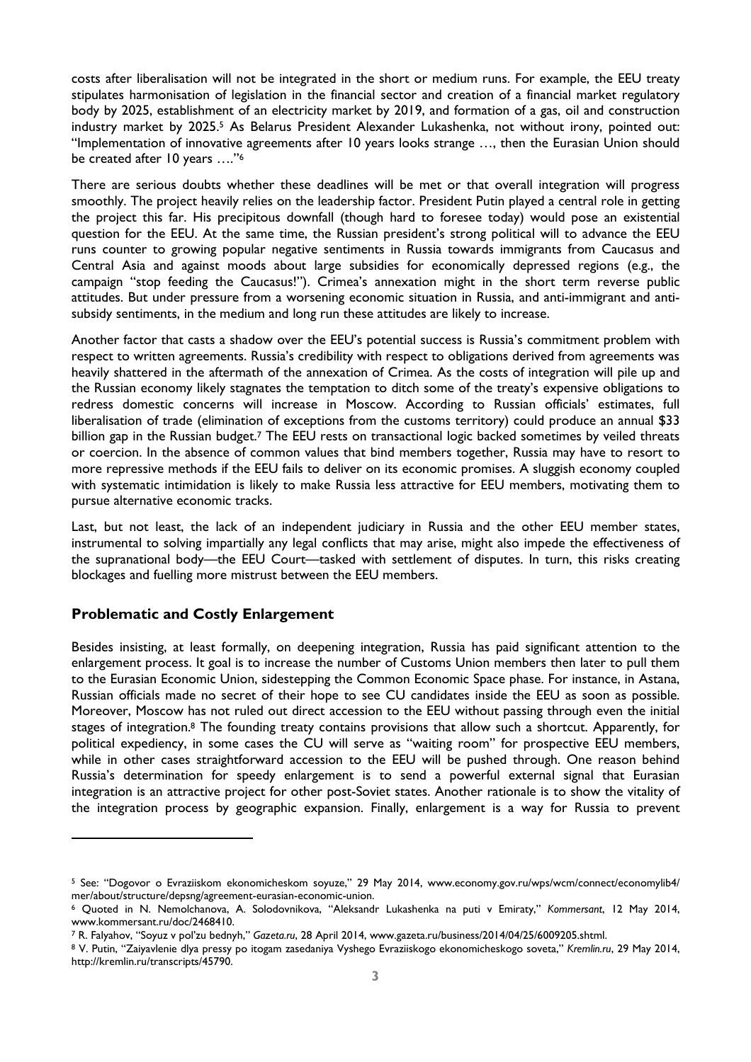costs after liberalisation will not be integrated in the short or medium runs. For example, the EEU treaty stipulates harmonisation of legislation in the financial sector and creation of a financial market regulatory body by 2025, establishment of an electricity market by 2019, and formation of a gas, oil and construction industry market by 2025.[5] As Belarus President Alexander Lukashenka, not without irony, pointed out: "Implementation of innovative agreements after 10 years looks strange …, then the Eurasian Union should be created after 10 years …."[6]

There are serious doubts whether these deadlines will be met or that overall integration will progress smoothly. The project heavily relies on the leadership factor. President Putin played a central role in getting the project this far. His precipitous downfall (though hard to foresee today) would pose an existential question for the EEU. At the same time, the Russian president's strong political will to advance the EEU runs counter to growing popular negative sentiments in Russia towards immigrants from Caucasus and Central Asia and against moods about large subsidies for economically depressed regions (e.g., the campaign "stop feeding the Caucasus!"). Crimea's annexation might in the short term reverse public attitudes. But under pressure from a worsening economic situation in Russia, and anti-immigrant and anti-subsidy sentiments, in the medium and long run these attitudes are likely to increase.

Another factor that casts a shadow over the EEU's potential success is Russia's commitment problem with respect to written agreements. Russia's credibility with respect to obligations derived from agreements was heavily shattered in the aftermath of the annexation of Crimea. As the costs of integration will pile up and the Russian economy likely stagnates the temptation to ditch some of the treaty's expensive obligations to redress domestic concerns will increase in Moscow. According to Russian officials' estimates, full liberalisation of trade (elimination of exceptions from the customs territory) could produce an annual $33 billion gap in the Russian budget.[7] The EEU rests on transactional logic backed sometimes by veiled threats or coercion. In the absence of common values that bind members together, Russia may have to resort to more repressive methods if the EEU fails to deliver on its economic promises. A sluggish economy coupled with systematic intimidation is likely to make Russia less attractive for EEU members, motivating them to pursue alternative economic tracks.

Last, but not least, the lack of an independent judiciary in Russia and the other EEU member states, instrumental to solving impartially any legal conflicts that may arise, might also impede the effectiveness of the supranational body—the EEU Court—tasked with settlement of disputes. In turn, this risks creating blockages and fuelling more mistrust between the EEU members.

## Problematic and Costly Enlargement

Besides insisting, at least formally, on deepening integration, Russia has paid significant attention to the enlargement process. It goal is to increase the number of Customs Union members then later to pull them to the Eurasian Economic Union, sidestepping the Common Economic Space phase. For instance, in Astana, Russian officials made no secret of their hope to see CU candidates inside the EEU as soon as possible. Moreover, Moscow has not ruled out direct accession to the EEU without passing through even the initial stages of integration.[8] The founding treaty contains provisions that allow such a shortcut. Apparently, for political expediency, in some cases the CU will serve as "waiting room" for prospective EEU members, while in other cases straightforward accession to the EEU will be pushed through. One reason behind Russia's determination for speedy enlargement is to send a powerful external signal that Eurasian integration is an attractive project for other post-Soviet states. Another rationale is to show the vitality of the integration process by geographic expansion. Finally, enlargement is a way for Russia to prevent

---

[5] See: "Dogovor o Evraziiskom ekonomicheskom soyuze," 29 May 2014, www.economy.gov.ru/wps/wcm/connect/economylib4/mer/about/structure/depsng/agreement-eurasian-economic-union.

[6] Quoted in N. Nemolchanova, A. Solodovnikova, "Aleksandr Lukashenka na puti v Emiraty," *Kommersant*, 12 May 2014, www.kommersant.ru/doc/2468410.

[7] R. Falyahov, "Soyuz v pol'zu bednyh," *Gazeta.ru*, 28 April 2014, www.gazeta.ru/business/2014/04/25/6009205.shtml.

[8] V. Putin, "Zaiyavlenie dlya pressy po itogam zasedaniya Vyshego Evraziiskogo ekonomicheskogo soveta," *Kremlin.ru*, 29 May 2014, http://kremlin.ru/transcripts/45790.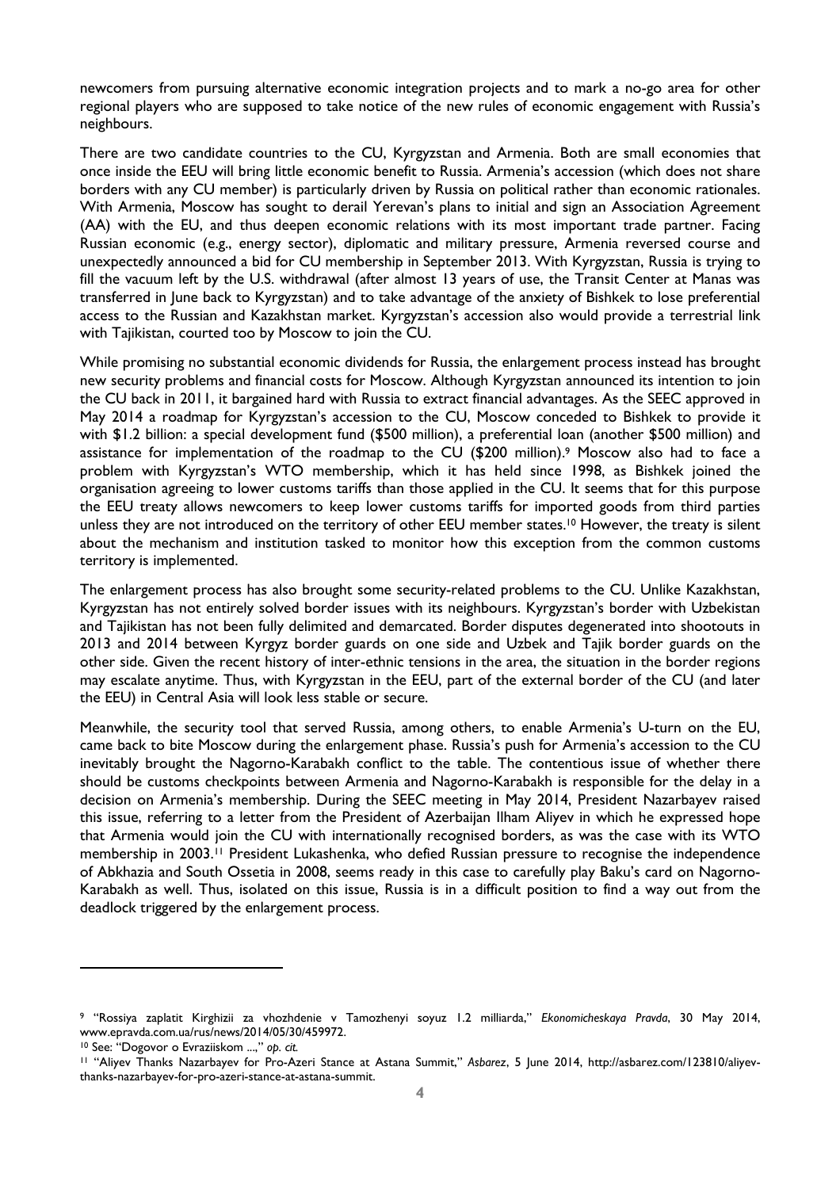newcomers from pursuing alternative economic integration projects and to mark a no-go area for other regional players who are supposed to take notice of the new rules of economic engagement with Russia's neighbours.

There are two candidate countries to the CU, Kyrgyzstan and Armenia. Both are small economies that once inside the EEU will bring little economic benefit to Russia. Armenia's accession (which does not share borders with any CU member) is particularly driven by Russia on political rather than economic rationales. With Armenia, Moscow has sought to derail Yerevan's plans to initial and sign an Association Agreement (AA) with the EU, and thus deepen economic relations with its most important trade partner. Facing Russian economic (e.g., energy sector), diplomatic and military pressure, Armenia reversed course and unexpectedly announced a bid for CU membership in September 2013. With Kyrgyzstan, Russia is trying to fill the vacuum left by the U.S. withdrawal (after almost 13 years of use, the Transit Center at Manas was transferred in June back to Kyrgyzstan) and to take advantage of the anxiety of Bishkek to lose preferential access to the Russian and Kazakhstan market. Kyrgyzstan's accession also would provide a terrestrial link with Tajikistan, courted too by Moscow to join the CU.

While promising no substantial economic dividends for Russia, the enlargement process instead has brought new security problems and financial costs for Moscow. Although Kyrgyzstan announced its intention to join the CU back in 2011, it bargained hard with Russia to extract financial advantages. As the SEEC approved in May 2014 a roadmap for Kyrgyzstan's accession to the CU, Moscow conceded to Bishkek to provide it with \$1.2 billion: a special development fund (\$500 million), a preferential loan (another \$500 million) and assistance for implementation of the roadmap to the CU (\$200 million).[9] Moscow also had to face a problem with Kyrgyzstan's WTO membership, which it has held since 1998, as Bishkek joined the organisation agreeing to lower customs tariffs than those applied in the CU. It seems that for this purpose the EEU treaty allows newcomers to keep lower customs tariffs for imported goods from third parties unless they are not introduced on the territory of other EEU member states.[10] However, the treaty is silent about the mechanism and institution tasked to monitor how this exception from the common customs territory is implemented.

The enlargement process has also brought some security-related problems to the CU. Unlike Kazakhstan, Kyrgyzstan has not entirely solved border issues with its neighbours. Kyrgyzstan's border with Uzbekistan and Tajikistan has not been fully delimited and demarcated. Border disputes degenerated into shootouts in 2013 and 2014 between Kyrgyz border guards on one side and Uzbek and Tajik border guards on the other side. Given the recent history of inter-ethnic tensions in the area, the situation in the border regions may escalate anytime. Thus, with Kyrgyzstan in the EEU, part of the external border of the CU (and later the EEU) in Central Asia will look less stable or secure.

Meanwhile, the security tool that served Russia, among others, to enable Armenia's U-turn on the EU, came back to bite Moscow during the enlargement phase. Russia's push for Armenia's accession to the CU inevitably brought the Nagorno-Karabakh conflict to the table. The contentious issue of whether there should be customs checkpoints between Armenia and Nagorno-Karabakh is responsible for the delay in a decision on Armenia's membership. During the SEEC meeting in May 2014, President Nazarbayev raised this issue, referring to a letter from the President of Azerbaijan Ilham Aliyev in which he expressed hope that Armenia would join the CU with internationally recognised borders, as was the case with its WTO membership in 2003.[11] President Lukashenka, who defied Russian pressure to recognise the independence of Abkhazia and South Ossetia in 2008, seems ready in this case to carefully play Baku's card on Nagorno-Karabakh as well. Thus, isolated on this issue, Russia is in a difficult position to find a way out from the deadlock triggered by the enlargement process.

---

[9] "Rossiya zaplatit Kirghizii za vhozhdenie v Tamozhenyi soyuz 1.2 milliarda," *Ekonomicheskaya Pravda*, 30 May 2014, www.epravda.com.ua/rus/news/2014/05/30/459972.

[10] See: "Dogovor o Evraziiskom ...," *op. cit.*

[11] "Aliyev Thanks Nazarbayev for Pro-Azeri Stance at Astana Summit," *Asbarez*, 5 June 2014, http://asbarez.com/123810/aliyev-thanks-nazarbayev-for-pro-azeri-stance-at-astana-summit.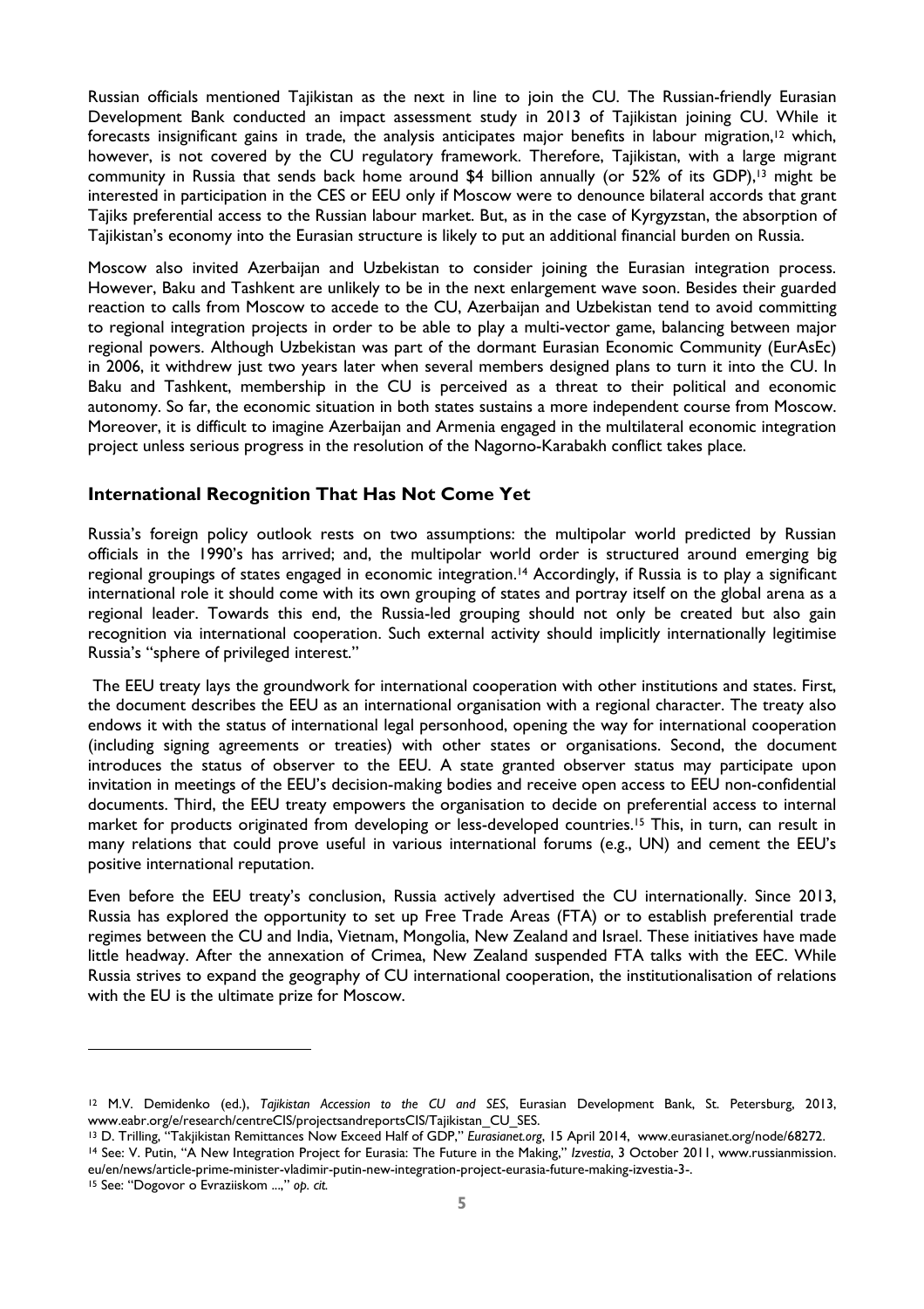Russian officials mentioned Tajikistan as the next in line to join the CU. The Russian-friendly Eurasian Development Bank conducted an impact assessment study in 2013 of Tajikistan joining CU. While it forecasts insignificant gains in trade, the analysis anticipates major benefits in labour migration,[12] which, however, is not covered by the CU regulatory framework. Therefore, Tajikistan, with a large migrant community in Russia that sends back home around $4 billion annually (or 52% of its GDP),[13] might be interested in participation in the CES or EEU only if Moscow were to denounce bilateral accords that grant Tajiks preferential access to the Russian labour market. But, as in the case of Kyrgyzstan, the absorption of Tajikistan's economy into the Eurasian structure is likely to put an additional financial burden on Russia.

Moscow also invited Azerbaijan and Uzbekistan to consider joining the Eurasian integration process. However, Baku and Tashkent are unlikely to be in the next enlargement wave soon. Besides their guarded reaction to calls from Moscow to accede to the CU, Azerbaijan and Uzbekistan tend to avoid committing to regional integration projects in order to be able to play a multi-vector game, balancing between major regional powers. Although Uzbekistan was part of the dormant Eurasian Economic Community (EurAsEc) in 2006, it withdrew just two years later when several members designed plans to turn it into the CU. In Baku and Tashkent, membership in the CU is perceived as a threat to their political and economic autonomy. So far, the economic situation in both states sustains a more independent course from Moscow. Moreover, it is difficult to imagine Azerbaijan and Armenia engaged in the multilateral economic integration project unless serious progress in the resolution of the Nagorno-Karabakh conflict takes place.

## International Recognition That Has Not Come Yet

Russia's foreign policy outlook rests on two assumptions: the multipolar world predicted by Russian officials in the 1990's has arrived; and, the multipolar world order is structured around emerging big regional groupings of states engaged in economic integration.[14] Accordingly, if Russia is to play a significant international role it should come with its own grouping of states and portray itself on the global arena as a regional leader. Towards this end, the Russia-led grouping should not only be created but also gain recognition via international cooperation. Such external activity should implicitly internationally legitimise Russia's "sphere of privileged interest."

The EEU treaty lays the groundwork for international cooperation with other institutions and states. First, the document describes the EEU as an international organisation with a regional character. The treaty also endows it with the status of international legal personhood, opening the way for international cooperation (including signing agreements or treaties) with other states or organisations. Second, the document introduces the status of observer to the EEU. A state granted observer status may participate upon invitation in meetings of the EEU's decision-making bodies and receive open access to EEU non-confidential documents. Third, the EEU treaty empowers the organisation to decide on preferential access to internal market for products originated from developing or less-developed countries.[15] This, in turn, can result in many relations that could prove useful in various international forums (e.g., UN) and cement the EEU's positive international reputation.

Even before the EEU treaty's conclusion, Russia actively advertised the CU internationally. Since 2013, Russia has explored the opportunity to set up Free Trade Areas (FTA) or to establish preferential trade regimes between the CU and India, Vietnam, Mongolia, New Zealand and Israel. These initiatives have made little headway. After the annexation of Crimea, New Zealand suspended FTA talks with the EEC. While Russia strives to expand the geography of CU international cooperation, the institutionalisation of relations with the EU is the ultimate prize for Moscow.

---

[12] M.V. Demidenko (ed.), *Tajikistan Accession to the CU and SES*, Eurasian Development Bank, St. Petersburg, 2013, www.eabr.org/e/research/centreCIS/projectsandreportsCIS/Tajikistan_CU_SES.

[13] D. Trilling, "Takjikistan Remittances Now Exceed Half of GDP," *Eurasianet.org*, 15 April 2014, www.eurasianet.org/node/68272.

[14] See: V. Putin, "A New Integration Project for Eurasia: The Future in the Making," *Izvestia*, 3 October 2011, www.russianmission.eu/en/news/article-prime-minister-vladimir-putin-new-integration-project-eurasia-future-making-izvestia-3-.

[15] See: "Dogovor o Evraziiskom ...," *op. cit.*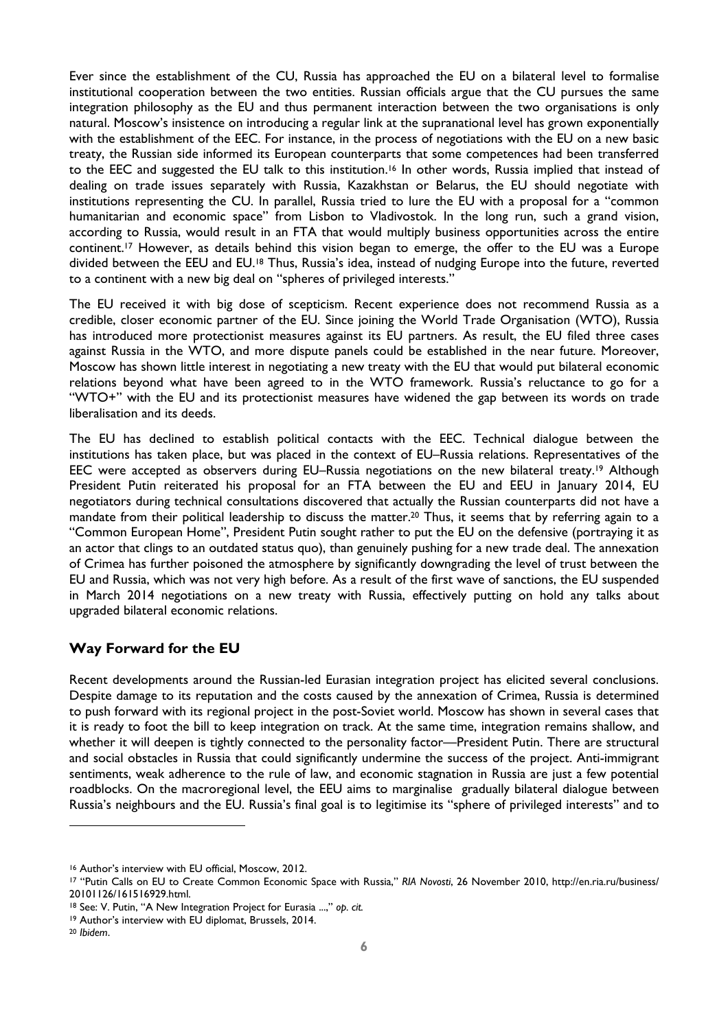Ever since the establishment of the CU, Russia has approached the EU on a bilateral level to formalise institutional cooperation between the two entities. Russian officials argue that the CU pursues the same integration philosophy as the EU and thus permanent interaction between the two organisations is only natural. Moscow's insistence on introducing a regular link at the supranational level has grown exponentially with the establishment of the EEC. For instance, in the process of negotiations with the EU on a new basic treaty, the Russian side informed its European counterparts that some competences had been transferred to the EEC and suggested the EU talk to this institution.[16] In other words, Russia implied that instead of dealing on trade issues separately with Russia, Kazakhstan or Belarus, the EU should negotiate with institutions representing the CU. In parallel, Russia tried to lure the EU with a proposal for a "common humanitarian and economic space" from Lisbon to Vladivostok. In the long run, such a grand vision, according to Russia, would result in an FTA that would multiply business opportunities across the entire continent.[17] However, as details behind this vision began to emerge, the offer to the EU was a Europe divided between the EEU and EU.[18] Thus, Russia's idea, instead of nudging Europe into the future, reverted to a continent with a new big deal on "spheres of privileged interests."

The EU received it with big dose of scepticism. Recent experience does not recommend Russia as a credible, closer economic partner of the EU. Since joining the World Trade Organisation (WTO), Russia has introduced more protectionist measures against its EU partners. As result, the EU filed three cases against Russia in the WTO, and more dispute panels could be established in the near future. Moreover, Moscow has shown little interest in negotiating a new treaty with the EU that would put bilateral economic relations beyond what have been agreed to in the WTO framework. Russia's reluctance to go for a "WTO+" with the EU and its protectionist measures have widened the gap between its words on trade liberalisation and its deeds.

The EU has declined to establish political contacts with the EEC. Technical dialogue between the institutions has taken place, but was placed in the context of EU–Russia relations. Representatives of the EEC were accepted as observers during EU–Russia negotiations on the new bilateral treaty.[19] Although President Putin reiterated his proposal for an FTA between the EU and EEU in January 2014, EU negotiators during technical consultations discovered that actually the Russian counterparts did not have a mandate from their political leadership to discuss the matter.[20] Thus, it seems that by referring again to a "Common European Home", President Putin sought rather to put the EU on the defensive (portraying it as an actor that clings to an outdated status quo), than genuinely pushing for a new trade deal. The annexation of Crimea has further poisoned the atmosphere by significantly downgrading the level of trust between the EU and Russia, which was not very high before. As a result of the first wave of sanctions, the EU suspended in March 2014 negotiations on a new treaty with Russia, effectively putting on hold any talks about upgraded bilateral economic relations.

## Way Forward for the EU

Recent developments around the Russian-led Eurasian integration project has elicited several conclusions. Despite damage to its reputation and the costs caused by the annexation of Crimea, Russia is determined to push forward with its regional project in the post-Soviet world. Moscow has shown in several cases that it is ready to foot the bill to keep integration on track. At the same time, integration remains shallow, and whether it will deepen is tightly connected to the personality factor—President Putin. There are structural and social obstacles in Russia that could significantly undermine the success of the project. Anti-immigrant sentiments, weak adherence to the rule of law, and economic stagnation in Russia are just a few potential roadblocks. On the macroregional level, the EEU aims to marginalise gradually bilateral dialogue between Russia's neighbours and the EU. Russia's final goal is to legitimise its "sphere of privileged interests" and to

---

[16] Author's interview with EU official, Moscow, 2012.

[17] "Putin Calls on EU to Create Common Economic Space with Russia," *RIA Novosti*, 26 November 2010, http://en.ria.ru/business/20101126/161516929.html.

[18] See: V. Putin, "A New Integration Project for Eurasia ...," *op. cit.*

[19] Author's interview with EU diplomat, Brussels, 2014.

[20] *Ibidem*.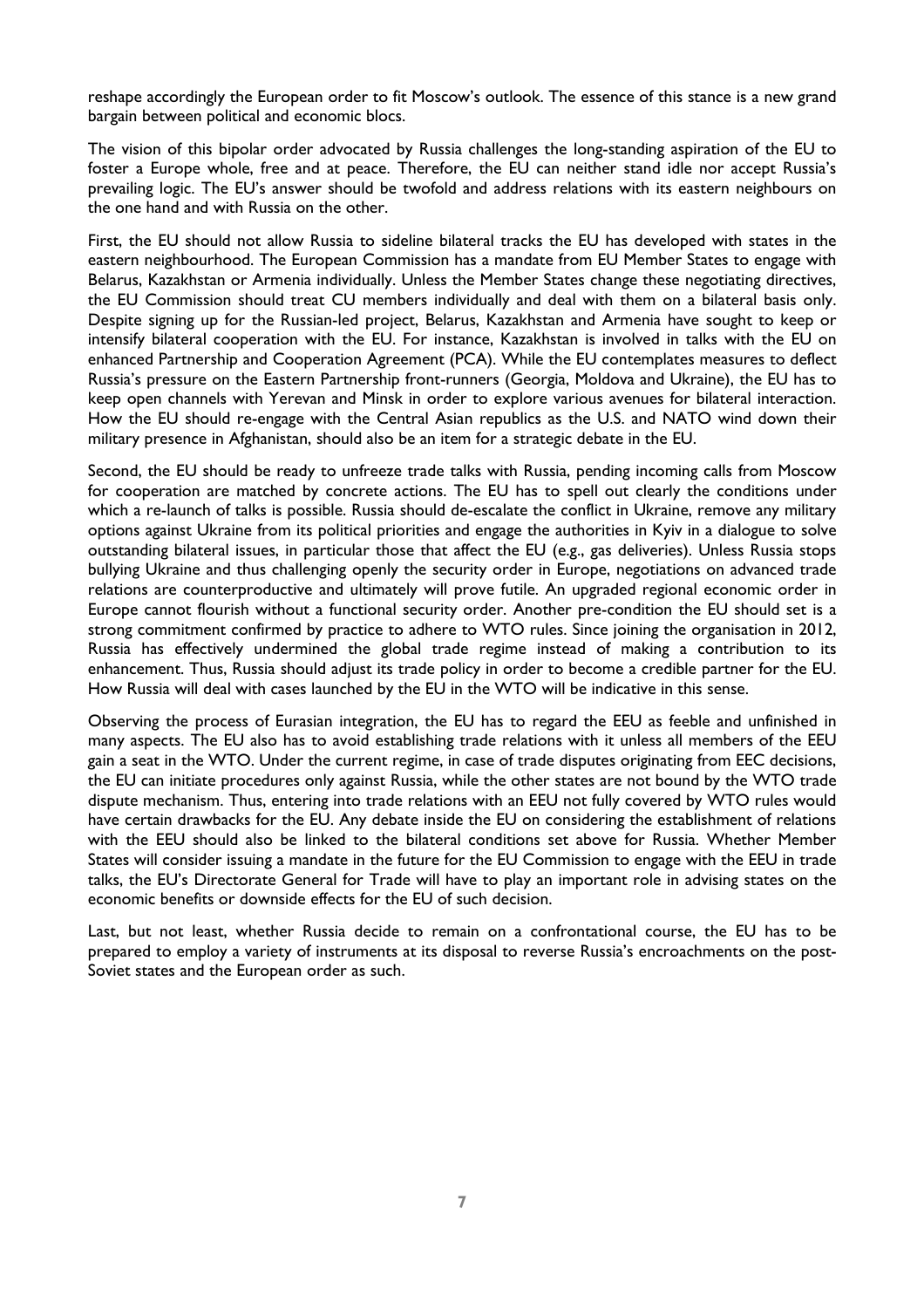reshape accordingly the European order to fit Moscow's outlook. The essence of this stance is a new grand bargain between political and economic blocs.

The vision of this bipolar order advocated by Russia challenges the long-standing aspiration of the EU to foster a Europe whole, free and at peace. Therefore, the EU can neither stand idle nor accept Russia's prevailing logic. The EU's answer should be twofold and address relations with its eastern neighbours on the one hand and with Russia on the other.

First, the EU should not allow Russia to sideline bilateral tracks the EU has developed with states in the eastern neighbourhood. The European Commission has a mandate from EU Member States to engage with Belarus, Kazakhstan or Armenia individually. Unless the Member States change these negotiating directives, the EU Commission should treat CU members individually and deal with them on a bilateral basis only. Despite signing up for the Russian-led project, Belarus, Kazakhstan and Armenia have sought to keep or intensify bilateral cooperation with the EU. For instance, Kazakhstan is involved in talks with the EU on enhanced Partnership and Cooperation Agreement (PCA). While the EU contemplates measures to deflect Russia's pressure on the Eastern Partnership front-runners (Georgia, Moldova and Ukraine), the EU has to keep open channels with Yerevan and Minsk in order to explore various avenues for bilateral interaction. How the EU should re-engage with the Central Asian republics as the U.S. and NATO wind down their military presence in Afghanistan, should also be an item for a strategic debate in the EU.

Second, the EU should be ready to unfreeze trade talks with Russia, pending incoming calls from Moscow for cooperation are matched by concrete actions. The EU has to spell out clearly the conditions under which a re-launch of talks is possible. Russia should de-escalate the conflict in Ukraine, remove any military options against Ukraine from its political priorities and engage the authorities in Kyiv in a dialogue to solve outstanding bilateral issues, in particular those that affect the EU (e.g., gas deliveries). Unless Russia stops bullying Ukraine and thus challenging openly the security order in Europe, negotiations on advanced trade relations are counterproductive and ultimately will prove futile. An upgraded regional economic order in Europe cannot flourish without a functional security order. Another pre-condition the EU should set is a strong commitment confirmed by practice to adhere to WTO rules. Since joining the organisation in 2012, Russia has effectively undermined the global trade regime instead of making a contribution to its enhancement. Thus, Russia should adjust its trade policy in order to become a credible partner for the EU. How Russia will deal with cases launched by the EU in the WTO will be indicative in this sense.

Observing the process of Eurasian integration, the EU has to regard the EEU as feeble and unfinished in many aspects. The EU also has to avoid establishing trade relations with it unless all members of the EEU gain a seat in the WTO. Under the current regime, in case of trade disputes originating from EEC decisions, the EU can initiate procedures only against Russia, while the other states are not bound by the WTO trade dispute mechanism. Thus, entering into trade relations with an EEU not fully covered by WTO rules would have certain drawbacks for the EU. Any debate inside the EU on considering the establishment of relations with the EEU should also be linked to the bilateral conditions set above for Russia. Whether Member States will consider issuing a mandate in the future for the EU Commission to engage with the EEU in trade talks, the EU's Directorate General for Trade will have to play an important role in advising states on the economic benefits or downside effects for the EU of such decision.

Last, but not least, whether Russia decide to remain on a confrontational course, the EU has to be prepared to employ a variety of instruments at its disposal to reverse Russia's encroachments on the post-Soviet states and the European order as such.